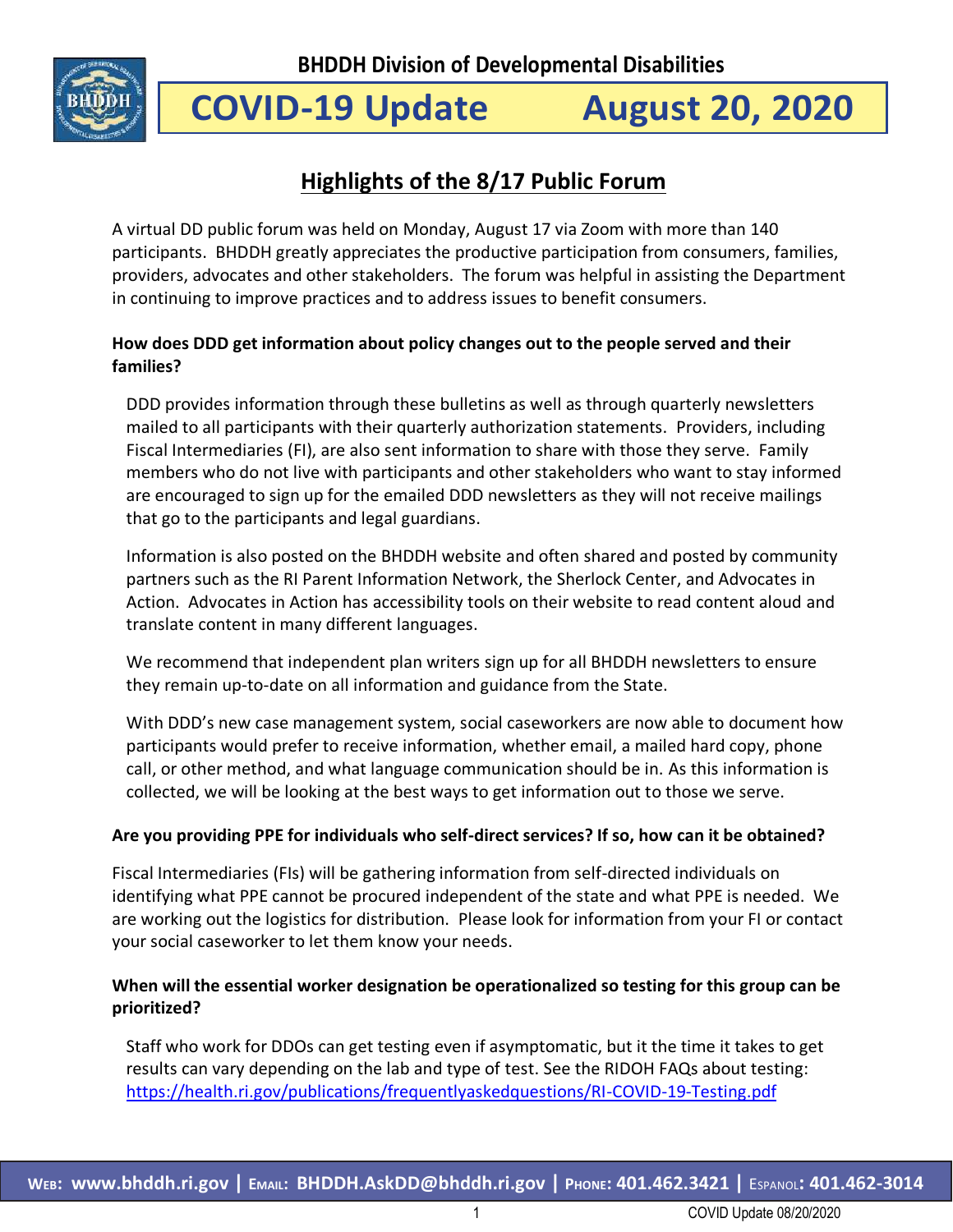BHDDH Division of Developmental Disabilities

# COVID-19 Update August 20, 2020

## Highlights of the 8/17 Public Forum

A virtual DD public forum was held on Monday, August 17 via Zoom with more than 140 participants. BHDDH greatly appreciates the productive participation from consumers, families, providers, advocates and other stakeholders. The forum was helpful in assisting the Department in continuing to improve practices and to address issues to benefit consumers.

**How does DDD get information about policy changes out to the people served and their families?**

DDD provides information through these bulletins as well as through quarterly newsletters mailed to all participants with their quarterly authorization statements. Providers, including Fiscal Intermediaries (FI), are also sent information to share with those they serve. Family members who do not live with participants and other stakeholders who want to stay informed are encouraged to sign up for the emailed DDD newsletters as they will not receive mailings that go to the participants and legal guardians.

Information is also posted on the BHDDH website and often shared and posted by community partners such as the RI Parent Information Network, the Sherlock Center, and Advocates in Action. Advocates in Action has accessibility tools on their website to read content aloud and translate content in many different languages.

We recommend that independent plan writers sign up for all BHDDH newsletters to ensure they remain up-to-date on all information and guidance from the State.

With DDD's new case management system, social caseworkers are now able to document how participants would prefer to receive information, whether email, a mailed hard copy, phone call, or other method, and what language communication should be in. As this information is collected, we will be looking at the best ways to get information out to those we serve.

**Are you providing PPE for individuals who self-direct services? If so, how can it be obtained?**

Fiscal Intermediaries (FIs) will be gathering information from self-directed individuals on identifying what PPE cannot be procured independent of the state and what PPE is needed. We are working out the logistics for distribution. Please look for information from your FI or contact your social caseworker to let them know your needs.

**When will the essential worker designation be operationalized so testing for this group can be prioritized?**

Staff who work for DDOs can get testing even if asymptomatic, but it the time it takes to get results can vary depending on the lab and type of test. See the RIDOH FAQs about testing: https://health.ri.gov/publications/frequentlyaskedquestions/RI-COVID-19-Testing.pdf

**Web: www.bhddh.ri.gov | Email: BHDDH.AskDD@bhddh.ri.gov | Phone: 401.462.3421 | Espanol: 401.462-3014**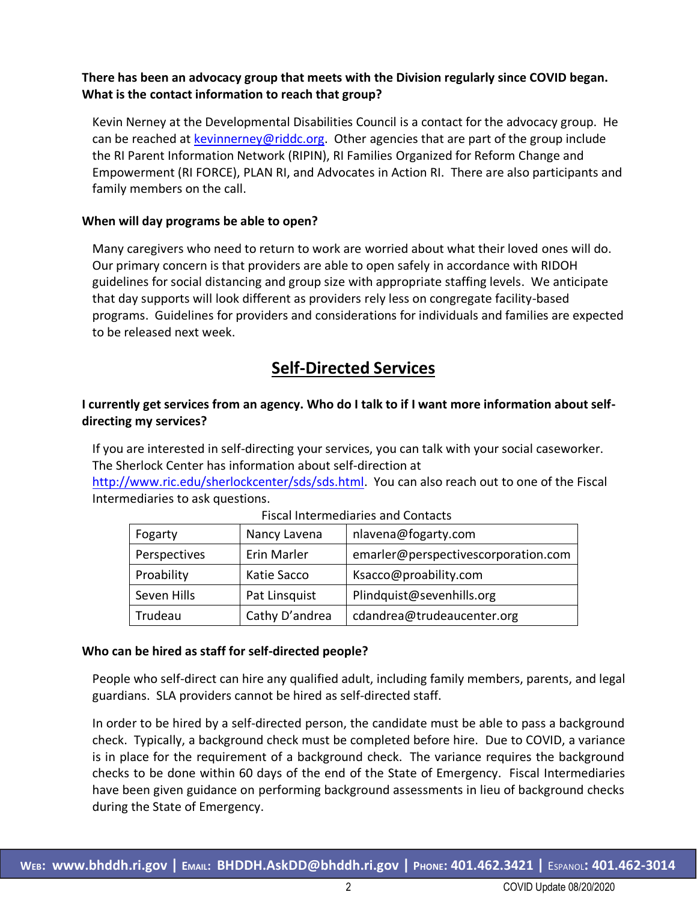**There has been an advocacy group that meets with the Division regularly since COVID began. What is the contact information to reach that group?**

Kevin Nerney at the Developmental Disabilities Council is a contact for the advocacy group. He can be reached at kevinnerney@riddc.org. Other agencies that are part of the group include the RI Parent Information Network (RIPIN), RI Families Organized for Reform Change and Empowerment (RI FORCE), PLAN RI, and Advocates in Action RI. There are also participants and family members on the call.

**When will day programs be able to open?**

Many caregivers who need to return to work are worried about what their loved ones will do. Our primary concern is that providers are able to open safely in accordance with RIDOH guidelines for social distancing and group size with appropriate staffing levels. We anticipate that day supports will look different as providers rely less on congregate facility-based programs. Guidelines for providers and considerations for individuals and families are expected to be released next week.

## Self-Directed Services

**I currently get services from an agency. Who do I talk to if I want more information about self-directing my services?**

If you are interested in self-directing your services, you can talk with your social caseworker. The Sherlock Center has information about self-direction at http://www.ric.edu/sherlockcenter/sds/sds.html. You can also reach out to one of the Fiscal Intermediaries to ask questions.

Fiscal Intermediaries and Contacts

| | | |
|---|---|---|
| Fogarty | Nancy Lavena | nlavena@fogarty.com |
| Perspectives | Erin Marler | emarler@perspectivescorporation.com |
| Proability | Katie Sacco | Ksacco@proability.com |
| Seven Hills | Pat Linsquist | Plindquist@sevenhills.org |
| Trudeau | Cathy D'andrea | cdandrea@trudeaucenter.org |

**Who can be hired as staff for self-directed people?**

People who self-direct can hire any qualified adult, including family members, parents, and legal guardians. SLA providers cannot be hired as self-directed staff.

In order to be hired by a self-directed person, the candidate must be able to pass a background check. Typically, a background check must be completed before hire. Due to COVID, a variance is in place for the requirement of a background check. The variance requires the background checks to be done within 60 days of the end of the State of Emergency. Fiscal Intermediaries have been given guidance on performing background assessments in lieu of background checks during the State of Emergency.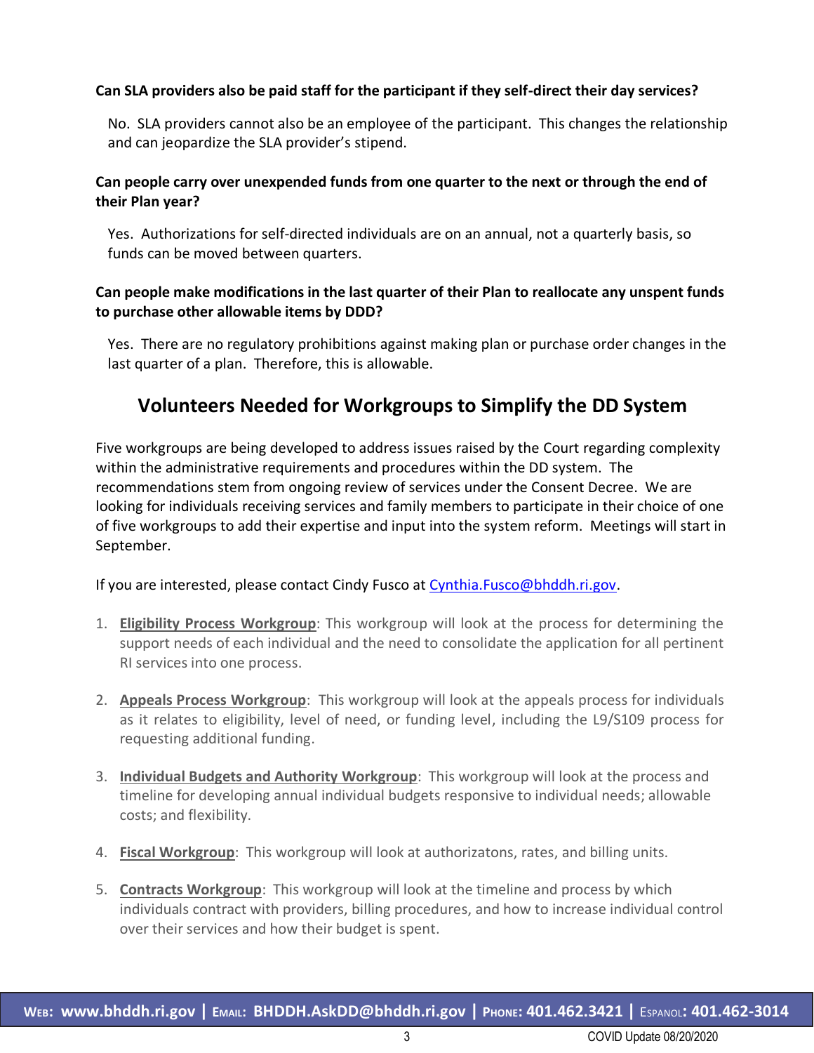**Can SLA providers also be paid staff for the participant if they self-direct their day services?**

No. SLA providers cannot also be an employee of the participant. This changes the relationship and can jeopardize the SLA provider's stipend.

**Can people carry over unexpended funds from one quarter to the next or through the end of their Plan year?**

Yes. Authorizations for self-directed individuals are on an annual, not a quarterly basis, so funds can be moved between quarters.

**Can people make modifications in the last quarter of their Plan to reallocate any unspent funds to purchase other allowable items by DDD?**

Yes. There are no regulatory prohibitions against making plan or purchase order changes in the last quarter of a plan. Therefore, this is allowable.

## Volunteers Needed for Workgroups to Simplify the DD System

Five workgroups are being developed to address issues raised by the Court regarding complexity within the administrative requirements and procedures within the DD system. The recommendations stem from ongoing review of services under the Consent Decree. We are looking for individuals receiving services and family members to participate in their choice of one of five workgroups to add their expertise and input into the system reform. Meetings will start in September.

If you are interested, please contact Cindy Fusco at [Cynthia.Fusco@bhddh.ri.gov](mailto:Cynthia.Fusco@bhddh.ri.gov).

1. **Eligibility Process Workgroup**: This workgroup will look at the process for determining the support needs of each individual and the need to consolidate the application for all pertinent RI services into one process.
2. **Appeals Process Workgroup**: This workgroup will look at the appeals process for individuals as it relates to eligibility, level of need, or funding level, including the L9/S109 process for requesting additional funding.
3. **Individual Budgets and Authority Workgroup**: This workgroup will look at the process and timeline for developing annual individual budgets responsive to individual needs; allowable costs; and flexibility.
4. **Fiscal Workgroup**: This workgroup will look at authorizatons, rates, and billing units.
5. **Contracts Workgroup**: This workgroup will look at the timeline and process by which individuals contract with providers, billing procedures, and how to increase individual control over their services and how their budget is spent.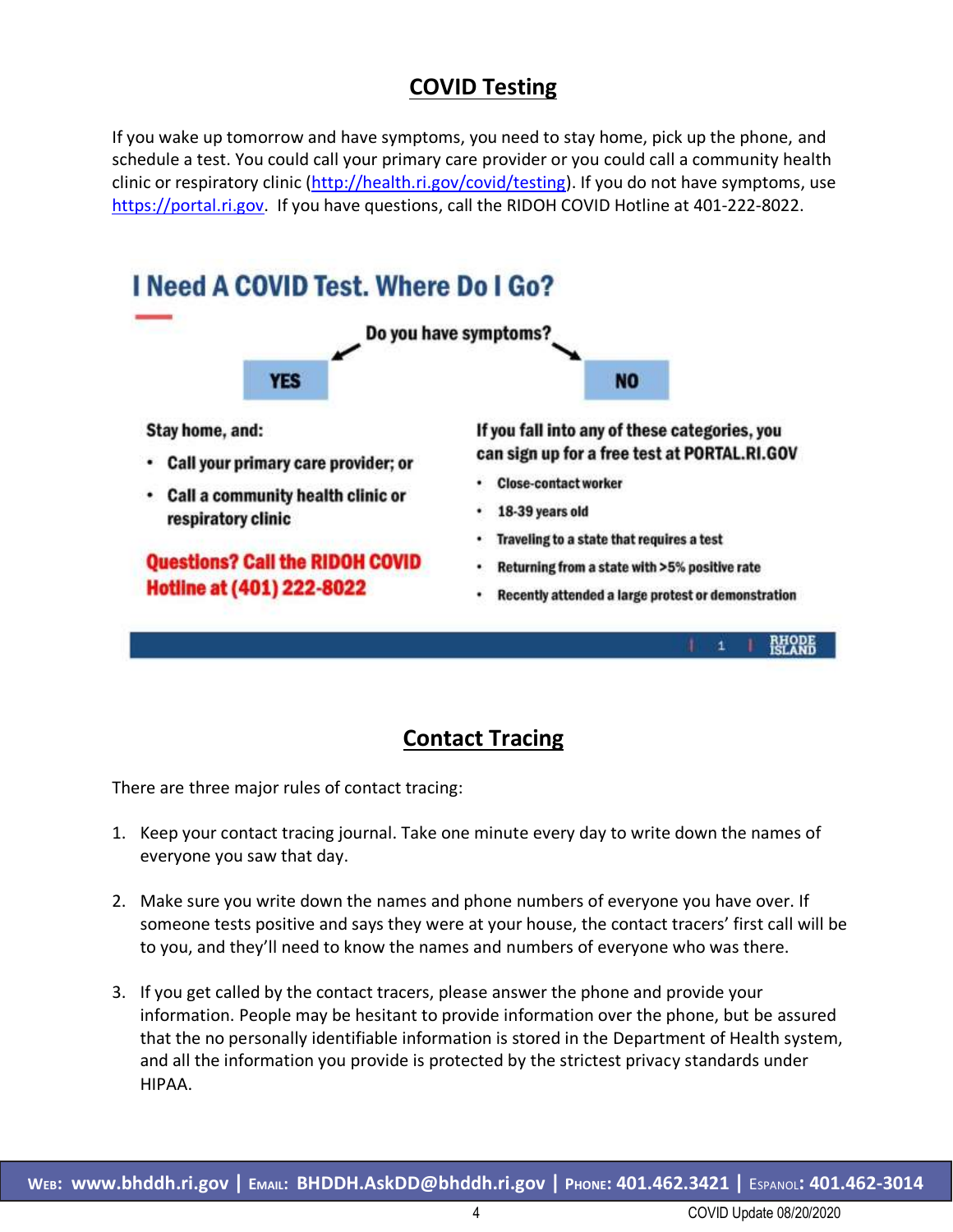## COVID Testing

If you wake up tomorrow and have symptoms, you need to stay home, pick up the phone, and schedule a test. You could call your primary care provider or you could call a community health clinic or respiratory clinic (http://health.ri.gov/covid/testing). If you do not have symptoms, use https://portal.ri.gov. If you have questions, call the RIDOH COVID Hotline at 401-222-8022.

### I Need A COVID Test. Where Do I Go?

**Do you have symptoms?**

**YES**

Stay home, and:

- Call your primary care provider; or
- Call a community health clinic or respiratory clinic

**Questions? Call the RIDOH COVID Hotline at (401) 222-8022**

**NO**

If you fall into any of these categories, you can sign up for a free test at PORTAL.RI.GOV

- Close-contact worker
- 18-39 years old
- Traveling to a state that requires a test
- Returning from a state with >5% positive rate
- Recently attended a large protest or demonstration

## Contact Tracing

There are three major rules of contact tracing:

1. Keep your contact tracing journal. Take one minute every day to write down the names of everyone you saw that day.

2. Make sure you write down the names and phone numbers of everyone you have over. If someone tests positive and says they were at your house, the contact tracers' first call will be to you, and they'll need to know the names and numbers of everyone who was there.

3. If you get called by the contact tracers, please answer the phone and provide your information. People may be hesitant to provide information over the phone, but be assured that the no personally identifiable information is stored in the Department of Health system, and all the information you provide is protected by the strictest privacy standards under HIPAA.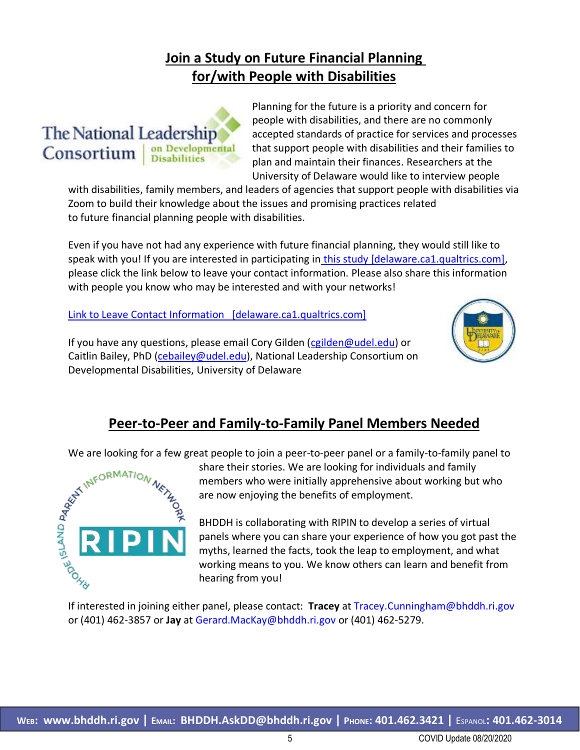## Join a Study on Future Financial Planning for/with People with Disabilities

Planning for the future is a priority and concern for people with disabilities, and there are no commonly accepted standards of practice for services and processes that support people with disabilities and their families to plan and maintain their finances. Researchers at the University of Delaware would like to interview people with disabilities, family members, and leaders of agencies that support people with disabilities via Zoom to build their knowledge about the issues and promising practices related to future financial planning people with disabilities.

Even if you have not had any experience with future financial planning, they would still like to speak with you! If you are interested in participating in this study [delaware.ca1.qualtrics.com], please click the link below to leave your contact information. Please also share this information with people you know who may be interested and with your networks!

Link to Leave Contact Information [delaware.ca1.qualtrics.com]

If you have any questions, please email Cory Gilden (cgilden@udel.edu) or Caitlin Bailey, PhD (cebailey@udel.edu), National Leadership Consortium on Developmental Disabilities, University of Delaware

## Peer-to-Peer and Family-to-Family Panel Members Needed

We are looking for a few great people to join a peer-to-peer panel or a family-to-family panel to share their stories. We are looking for individuals and family members who were initially apprehensive about working but who are now enjoying the benefits of employment.

BHDDH is collaborating with RIPIN to develop a series of virtual panels where you can share your experience of how you got past the myths, learned the facts, took the leap to employment, and what working means to you. We know others can learn and benefit from hearing from you!

If interested in joining either panel, please contact: **Tracey** at Tracey.Cunningham@bhddh.ri.gov or (401) 462-3857 or **Jay** at Gerard.MacKay@bhddh.ri.gov or (401) 462-5279.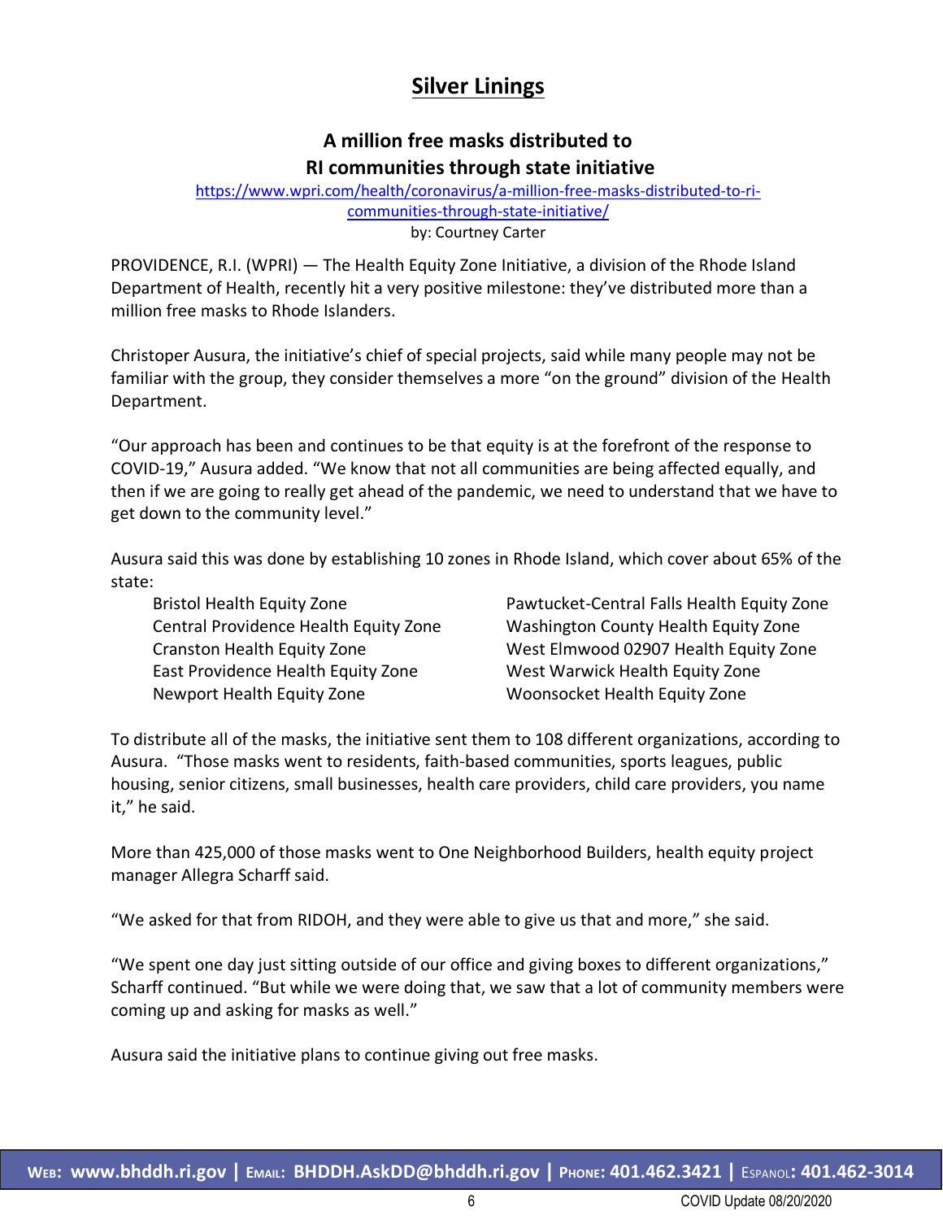# Silver Linings

## A million free masks distributed to RI communities through state initiative

https://www.wpri.com/health/coronavirus/a-million-free-masks-distributed-to-ri-communities-through-state-initiative/

by: Courtney Carter

PROVIDENCE, R.I. (WPRI) — The Health Equity Zone Initiative, a division of the Rhode Island Department of Health, recently hit a very positive milestone: they've distributed more than a million free masks to Rhode Islanders.

Christoper Ausura, the initiative's chief of special projects, said while many people may not be familiar with the group, they consider themselves a more "on the ground" division of the Health Department.

"Our approach has been and continues to be that equity is at the forefront of the response to COVID-19," Ausura added. "We know that not all communities are being affected equally, and then if we are going to really get ahead of the pandemic, we need to understand that we have to get down to the community level."

Ausura said this was done by establishing 10 zones in Rhode Island, which cover about 65% of the state:

- Bristol Health Equity Zone
- Central Providence Health Equity Zone
- Cranston Health Equity Zone
- East Providence Health Equity Zone
- Newport Health Equity Zone
- Pawtucket-Central Falls Health Equity Zone
- Washington County Health Equity Zone
- West Elmwood 02907 Health Equity Zone
- West Warwick Health Equity Zone
- Woonsocket Health Equity Zone

To distribute all of the masks, the initiative sent them to 108 different organizations, according to Ausura. "Those masks went to residents, faith-based communities, sports leagues, public housing, senior citizens, small businesses, health care providers, child care providers, you name it," he said.

More than 425,000 of those masks went to One Neighborhood Builders, health equity project manager Allegra Scharff said.

"We asked for that from RIDOH, and they were able to give us that and more," she said.

"We spent one day just sitting outside of our office and giving boxes to different organizations," Scharff continued. "But while we were doing that, we saw that a lot of community members were coming up and asking for masks as well."

Ausura said the initiative plans to continue giving out free masks.

**WEB: www.bhddh.ri.gov | EMAIL: BHDDH.AskDD@bhddh.ri.gov | PHONE: 401.462.3421 | ESPANOL: 401.462-3014**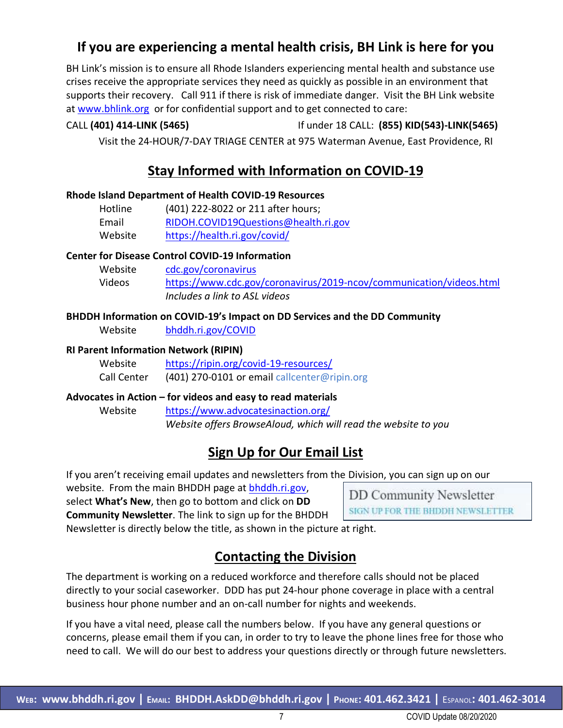## If you are experiencing a mental health crisis, BH Link is here for you

BH Link's mission is to ensure all Rhode Islanders experiencing mental health and substance use crises receive the appropriate services they need as quickly as possible in an environment that supports their recovery. Call 911 if there is risk of immediate danger. Visit the BH Link website at www.bhlink.org or for confidential support and to get connected to care:

CALL **(401) 414-LINK (5465)** If under 18 CALL: **(855) KID(543)-LINK(5465)**

Visit the 24-HOUR/7-DAY TRIAGE CENTER at 975 Waterman Avenue, East Providence, RI

## Stay Informed with Information on COVID-19

**Rhode Island Department of Health COVID-19 Resources**

- Hotline: (401) 222-8022 or 211 after hours;
- Email: RIDOH.COVID19Questions@health.ri.gov
- Website: https://health.ri.gov/covid/

**Center for Disease Control COVID-19 Information**

- Website: cdc.gov/coronavirus
- Videos: https://www.cdc.gov/coronavirus/2019-ncov/communication/videos.html
  *Includes a link to ASL videos*

**BHDDH Information on COVID-19's Impact on DD Services and the DD Community**

- Website: bhddh.ri.gov/COVID

**RI Parent Information Network (RIPIN)**

- Website: https://ripin.org/covid-19-resources/
- Call Center: (401) 270-0101 or email callcenter@ripin.org

**Advocates in Action – for videos and easy to read materials**

- Website: https://www.advocatesinaction.org/
  *Website offers BrowseAloud, which will read the website to you*

## Sign Up for Our Email List

If you aren't receiving email updates and newsletters from the Division, you can sign up on our website. From the main BHDDH page at bhddh.ri.gov, select **What's New**, then go to bottom and click on **DD Community Newsletter**. The link to sign up for the BHDDH Newsletter is directly below the title, as shown in the picture at right.

DD Community Newsletter
SIGN UP FOR THE BHDDH NEWSLETTER

## Contacting the Division

The department is working on a reduced workforce and therefore calls should not be placed directly to your social caseworker. DDD has put 24-hour phone coverage in place with a central business hour phone number and an on-call number for nights and weekends.

If you have a vital need, please call the numbers below. If you have any general questions or concerns, please email them if you can, in order to try to leave the phone lines free for those who need to call. We will do our best to address your questions directly or through future newsletters.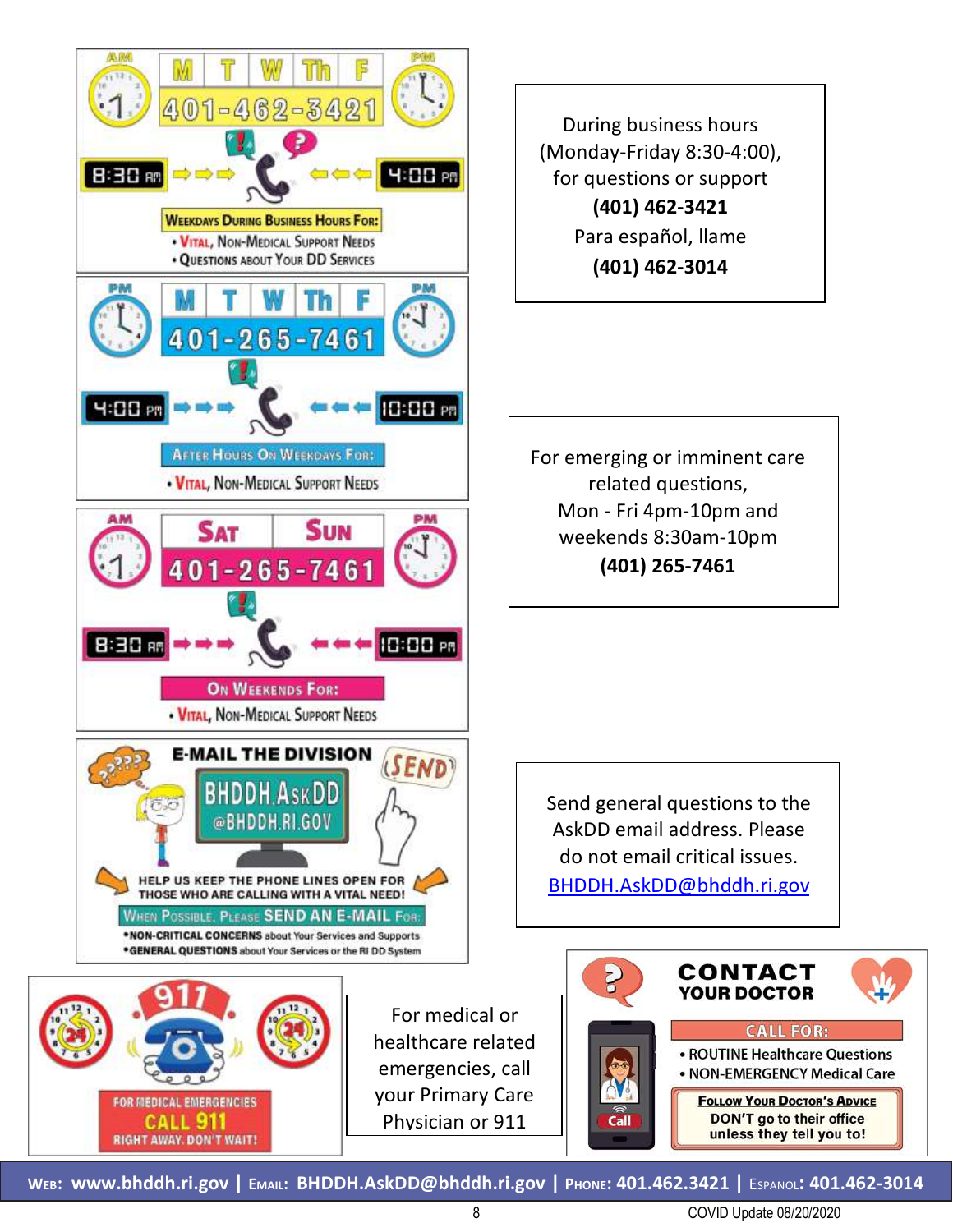AM | M | T | W | Th | F | PM

401-462-3421

8:30 AM → → → ← ← ← 4:00 PM

WEEKDAYS DURING BUSINESS HOURS FOR:

- VITAL, NON-MEDICAL SUPPORT NEEDS
- QUESTIONS ABOUT YOUR DD SERVICES

During business hours (Monday-Friday 8:30-4:00), for questions or support

**(401) 462-3421**

Para español, llame

**(401) 462-3014**

PM | M | T | W | Th | F | PM

401-265-7461

4:00 PM → → → ← ← ← 10:00 PM

AFTER HOURS ON WEEKDAYS FOR:

- VITAL, NON-MEDICAL SUPPORT NEEDS

AM | SAT | SUN | PM

401-265-7461

8:30 AM → → → ← ← ← 10:00 PM

ON WEEKENDS FOR:

- VITAL, NON-MEDICAL SUPPORT NEEDS

For emerging or imminent care related questions, Mon - Fri 4pm-10pm and weekends 8:30am-10pm

**(401) 265-7461**

E-MAIL THE DIVISION

SEND

BHDDH.AskDD @BHDDH.RI.GOV

HELP US KEEP THE PHONE LINES OPEN FOR THOSE WHO ARE CALLING WITH A VITAL NEED!

WHEN POSSIBLE, PLEASE SEND AN E-MAIL FOR:

- **NON-CRITICAL CONCERNS** about Your Services and Supports
- **GENERAL QUESTIONS** about Your Services or the RI DD System

Send general questions to the AskDD email address. Please do not email critical issues.

BHDDH.AskDD@bhddh.ri.gov

911

FOR MEDICAL EMERGENCIES

CALL 911

RIGHT AWAY. DON'T WAIT!

For medical or healthcare related emergencies, call your Primary Care Physician or 911

**CONTACT YOUR DOCTOR**

Call

CALL FOR:

- ROUTINE Healthcare Questions
- NON-EMERGENCY Medical Care

**FOLLOW YOUR DOCTOR'S ADVICE**

DON'T go to their office unless they tell you to!

**WEB: www.bhddh.ri.gov | EMAIL: BHDDH.AskDD@bhddh.ri.gov | PHONE: 401.462.3421 | ESPANOL: 401.462-3014**

COVID Update 08/20/2020